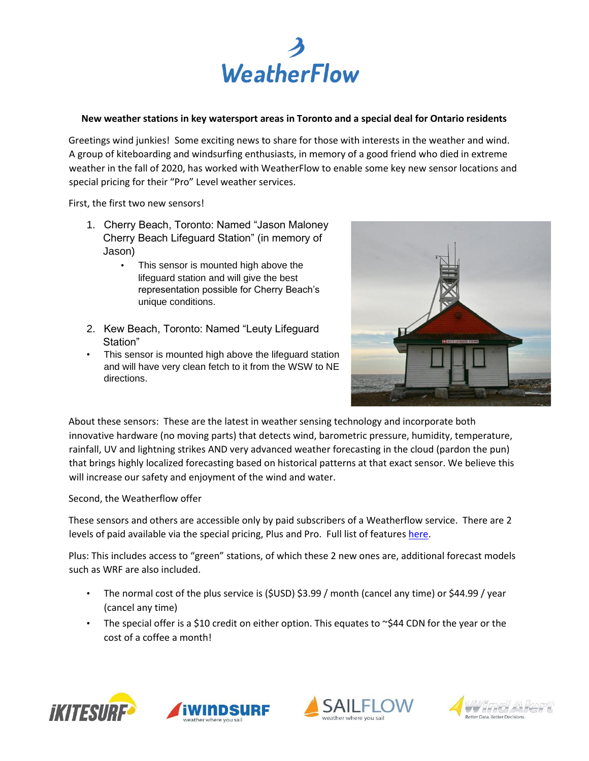# WeatherFlow

**New weather stations in key watersport areas in Toronto and a special deal for Ontario residents**

Greetings wind junkies! Some exciting news to share for those with interests in the weather and wind. A group of kiteboarding and windsurfing enthusiasts, in memory of a good friend who died in extreme weather in the fall of 2020, has worked with WeatherFlow to enable some key new sensor locations and special pricing for their "Pro" Level weather services.

First, the first two new sensors!

1. Cherry Beach, Toronto: Named "Jason Maloney Cherry Beach Lifeguard Station" (in memory of Jason)
   - This sensor is mounted high above the lifeguard station and will give the best representation possible for Cherry Beach's unique conditions.
2. Kew Beach, Toronto: Named "Leuty Lifeguard Station"
   - This sensor is mounted high above the lifeguard station and will have very clean fetch to it from the WSW to NE directions.

About these sensors: These are the latest in weather sensing technology and incorporate both innovative hardware (no moving parts) that detects wind, barometric pressure, humidity, temperature, rainfall, UV and lightning strikes AND very advanced weather forecasting in the cloud (pardon the pun) that brings highly localized forecasting based on historical patterns at that exact sensor. We believe this will increase our safety and enjoyment of the wind and water.

Second, the Weatherflow offer

These sensors and others are accessible only by paid subscribers of a Weatherflow service. There are 2 levels of paid available via the special pricing, Plus and Pro. Full list of features here.

Plus: This includes access to "green" stations, of which these 2 new ones are, additional forecast models such as WRF are also included.

- The normal cost of the plus service is ($USD) $3.99 / month (cancel any time) or $44.99 / year (cancel any time)
- The special offer is a $10 credit on either option. This equates to ~$44 CDN for the year or the cost of a coffee a month!

iKITESURF iWINDSURF weather where you sail SAILFLOW weather where you sail WindAlert Better Data. Better Decisions.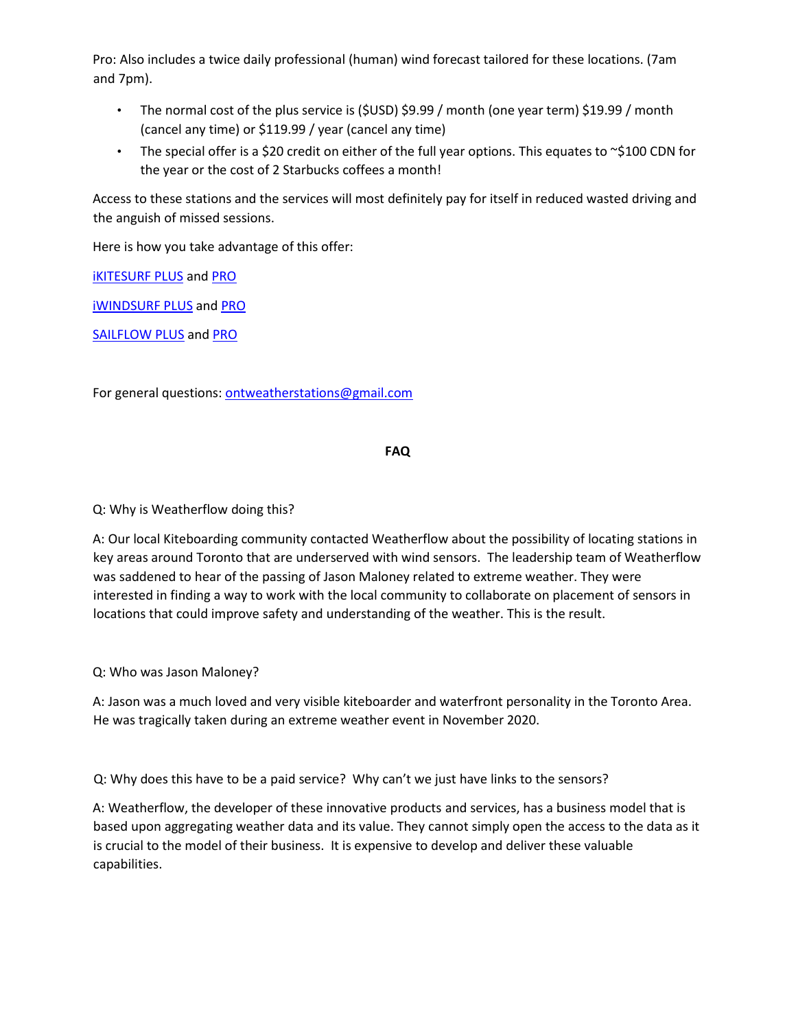Pro: Also includes a twice daily professional (human) wind forecast tailored for these locations. (7am and 7pm).

- The normal cost of the plus service is ($USD) $9.99 / month (one year term) $19.99 / month (cancel any time) or $119.99 / year (cancel any time)
- The special offer is a $20 credit on either of the full year options. This equates to ~$100 CDN for the year or the cost of 2 Starbucks coffees a month!

Access to these stations and the services will most definitely pay for itself in reduced wasted driving and the anguish of missed sessions.

Here is how you take advantage of this offer:

iKITESURF PLUS and PRO

iWINDSURF PLUS and PRO

SAILFLOW PLUS and PRO

For general questions: ontweatherstations@gmail.com

**FAQ**

Q: Why is Weatherflow doing this?

A: Our local Kiteboarding community contacted Weatherflow about the possibility of locating stations in key areas around Toronto that are underserved with wind sensors. The leadership team of Weatherflow was saddened to hear of the passing of Jason Maloney related to extreme weather. They were interested in finding a way to work with the local community to collaborate on placement of sensors in locations that could improve safety and understanding of the weather. This is the result.

Q: Who was Jason Maloney?

A: Jason was a much loved and very visible kiteboarder and waterfront personality in the Toronto Area. He was tragically taken during an extreme weather event in November 2020.

Q: Why does this have to be a paid service? Why can't we just have links to the sensors?

A: Weatherflow, the developer of these innovative products and services, has a business model that is based upon aggregating weather data and its value. They cannot simply open the access to the data as it is crucial to the model of their business. It is expensive to develop and deliver these valuable capabilities.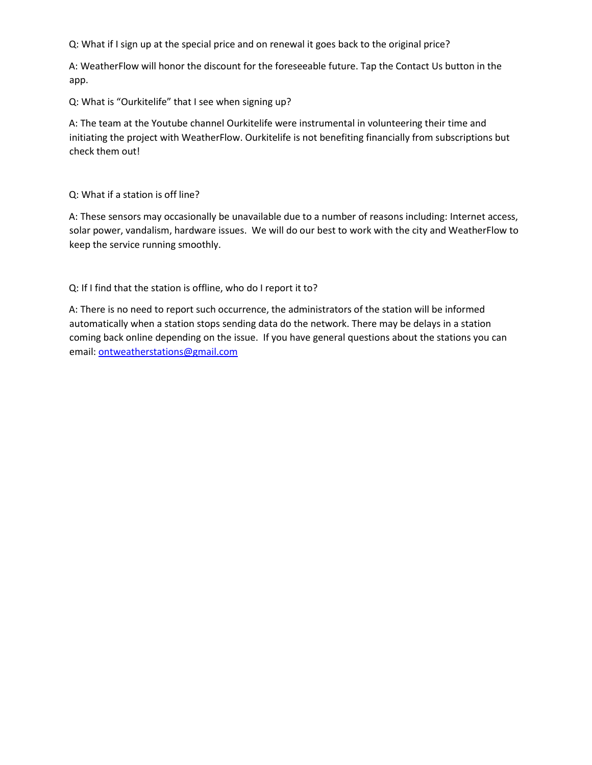Q: What if I sign up at the special price and on renewal it goes back to the original price?

A: WeatherFlow will honor the discount for the foreseeable future. Tap the Contact Us button in the app.

Q: What is "Ourkitelife" that I see when signing up?

A: The team at the Youtube channel Ourkitelife were instrumental in volunteering their time and initiating the project with WeatherFlow. Ourkitelife is not benefiting financially from subscriptions but check them out!

Q: What if a station is off line?

A: These sensors may occasionally be unavailable due to a number of reasons including: Internet access, solar power, vandalism, hardware issues. We will do our best to work with the city and WeatherFlow to keep the service running smoothly.

Q: If I find that the station is offline, who do I report it to?

A: There is no need to report such occurrence, the administrators of the station will be informed automatically when a station stops sending data do the network. There may be delays in a station coming back online depending on the issue. If you have general questions about the stations you can email: ontweatherstations@gmail.com